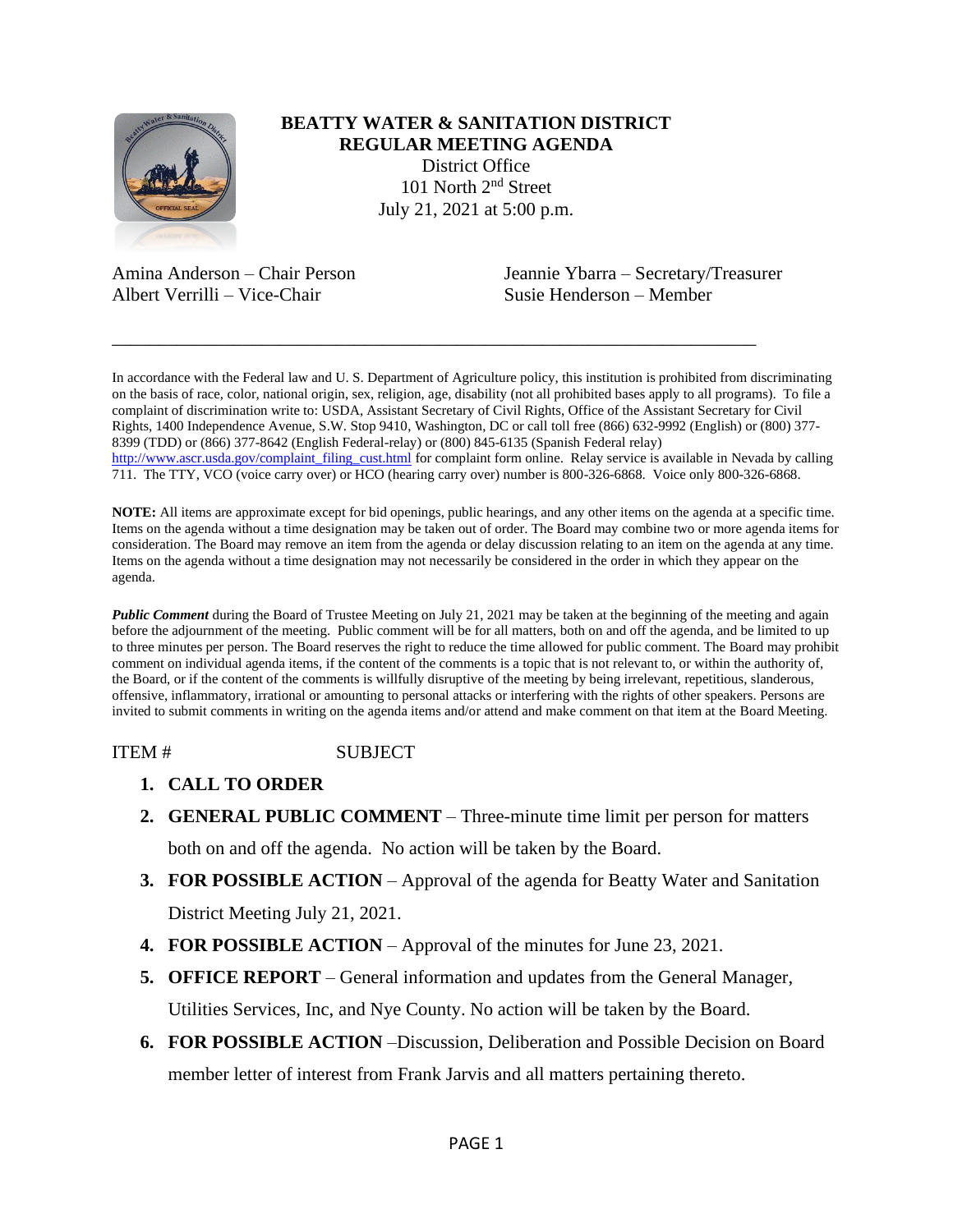# BEATTY WATER & SANITATION DISTRICT
## REGULAR MEETING AGENDA

District Office
101 North 2nd Street
July 21, 2021 at 5:00 p.m.

Amina Anderson – Chair Person
Albert Verrilli – Vice-Chair
Jeannie Ybarra – Secretary/Treasurer
Susie Henderson – Member

---

In accordance with the Federal law and U. S. Department of Agriculture policy, this institution is prohibited from discriminating on the basis of race, color, national origin, sex, religion, age, disability (not all prohibited bases apply to all programs). To file a complaint of discrimination write to: USDA, Assistant Secretary of Civil Rights, Office of the Assistant Secretary for Civil Rights, 1400 Independence Avenue, S.W. Stop 9410, Washington, DC or call toll free (866) 632-9992 (English) or (800) 377-8399 (TDD) or (866) 377-8642 (English Federal-relay) or (800) 845-6135 (Spanish Federal relay) http://www.ascr.usda.gov/complaint_filing_cust.html for complaint form online. Relay service is available in Nevada by calling 711. The TTY, VCO (voice carry over) or HCO (hearing carry over) number is 800-326-6868. Voice only 800-326-6868.

**NOTE:** All items are approximate except for bid openings, public hearings, and any other items on the agenda at a specific time. Items on the agenda without a time designation may be taken out of order. The Board may combine two or more agenda items for consideration. The Board may remove an item from the agenda or delay discussion relating to an item on the agenda at any time. Items on the agenda without a time designation may not necessarily be considered in the order in which they appear on the agenda.

***Public Comment*** during the Board of Trustee Meeting on July 21, 2021 may be taken at the beginning of the meeting and again before the adjournment of the meeting. Public comment will be for all matters, both on and off the agenda, and be limited to up to three minutes per person. The Board reserves the right to reduce the time allowed for public comment. The Board may prohibit comment on individual agenda items, if the content of the comments is a topic that is not relevant to, or within the authority of, the Board, or if the content of the comments is willfully disruptive of the meeting by being irrelevant, repetitious, slanderous, offensive, inflammatory, irrational or amounting to personal attacks or interfering with the rights of other speakers. Persons are invited to submit comments in writing on the agenda items and/or attend and make comment on that item at the Board Meeting.

ITEM # SUBJECT

1. **CALL TO ORDER**
2. **GENERAL PUBLIC COMMENT** – Three-minute time limit per person for matters both on and off the agenda. No action will be taken by the Board.
3. **FOR POSSIBLE ACTION** – Approval of the agenda for Beatty Water and Sanitation District Meeting July 21, 2021.
4. **FOR POSSIBLE ACTION** – Approval of the minutes for June 23, 2021.
5. **OFFICE REPORT** – General information and updates from the General Manager, Utilities Services, Inc, and Nye County. No action will be taken by the Board.
6. **FOR POSSIBLE ACTION** –Discussion, Deliberation and Possible Decision on Board member letter of interest from Frank Jarvis and all matters pertaining thereto.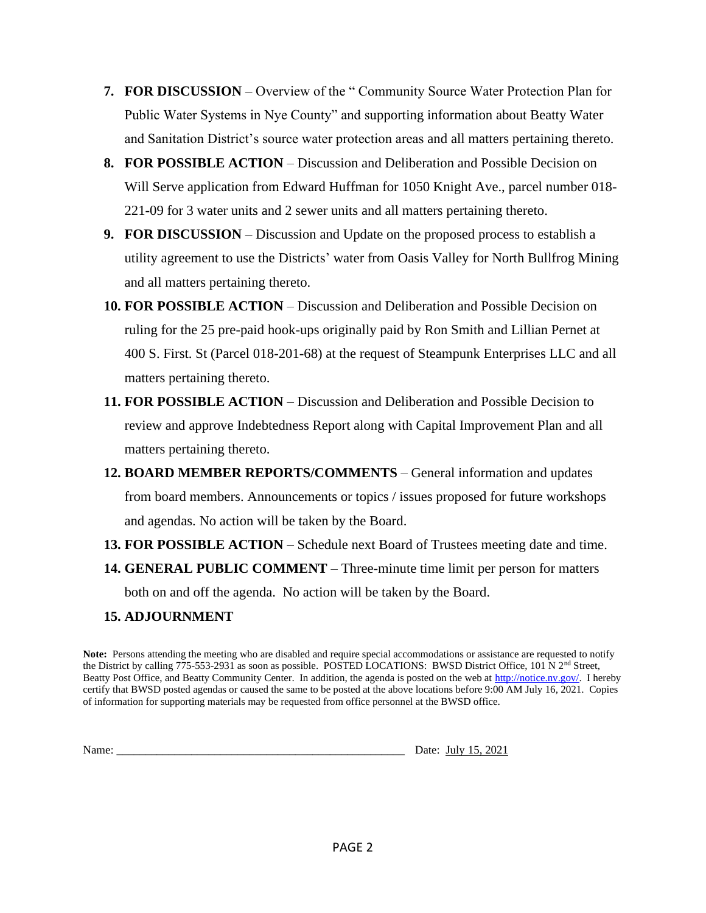7. **FOR DISCUSSION** – Overview of the " Community Source Water Protection Plan for Public Water Systems in Nye County" and supporting information about Beatty Water and Sanitation District's source water protection areas and all matters pertaining thereto.
8. **FOR POSSIBLE ACTION** – Discussion and Deliberation and Possible Decision on Will Serve application from Edward Huffman for 1050 Knight Ave., parcel number 018-221-09 for 3 water units and 2 sewer units and all matters pertaining thereto.
9. **FOR DISCUSSION** – Discussion and Update on the proposed process to establish a utility agreement to use the Districts' water from Oasis Valley for North Bullfrog Mining and all matters pertaining thereto.
10. **FOR POSSIBLE ACTION** – Discussion and Deliberation and Possible Decision on ruling for the 25 pre-paid hook-ups originally paid by Ron Smith and Lillian Pernet at 400 S. First. St (Parcel 018-201-68) at the request of Steampunk Enterprises LLC and all matters pertaining thereto.
11. **FOR POSSIBLE ACTION** – Discussion and Deliberation and Possible Decision to review and approve Indebtedness Report along with Capital Improvement Plan and all matters pertaining thereto.
12. **BOARD MEMBER REPORTS/COMMENTS** – General information and updates from board members. Announcements or topics / issues proposed for future workshops and agendas. No action will be taken by the Board.
13. **FOR POSSIBLE ACTION** – Schedule next Board of Trustees meeting date and time.
14. **GENERAL PUBLIC COMMENT** – Three-minute time limit per person for matters both on and off the agenda. No action will be taken by the Board.
15. **ADJOURNMENT**

**Note:** Persons attending the meeting who are disabled and require special accommodations or assistance are requested to notify the District by calling 775-553-2931 as soon as possible. POSTED LOCATIONS: BWSD District Office, 101 N 2nd Street, Beatty Post Office, and Beatty Community Center. In addition, the agenda is posted on the web at http://notice.nv.gov/. I hereby certify that BWSD posted agendas or caused the same to be posted at the above locations before 9:00 AM July 16, 2021. Copies of information for supporting materials may be requested from office personnel at the BWSD office.

Name: ________________________________________________ Date: July 15, 2021